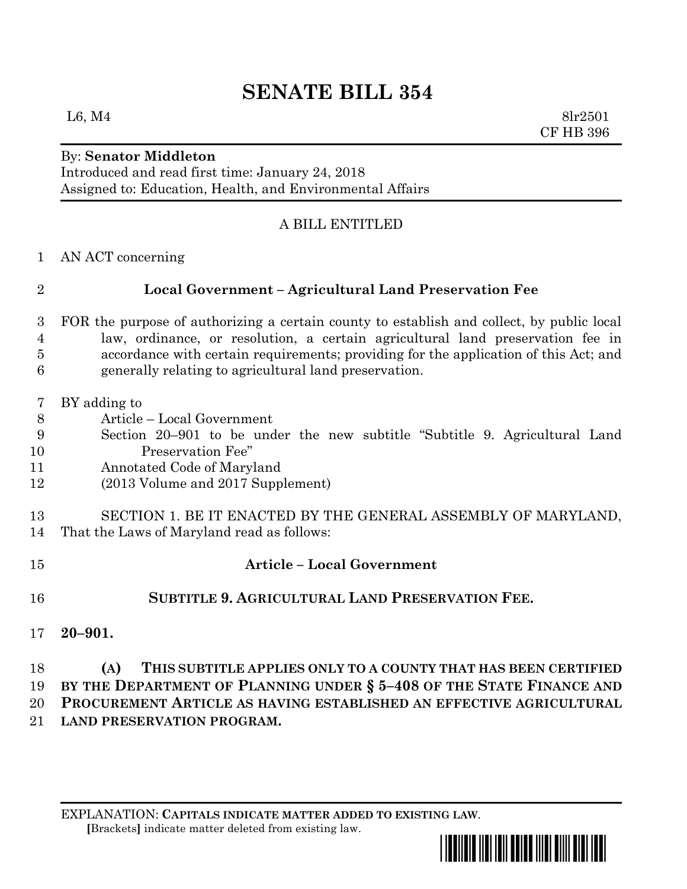# SENATE BILL 354

L6, M4 8lr2501
CF HB 396

By: **Senator Middleton**
Introduced and read first time: January 24, 2018
Assigned to: Education, Health, and Environmental Affairs

A BILL ENTITLED

1 AN ACT concerning

2 **Local Government – Agricultural Land Preservation Fee**

3 FOR the purpose of authorizing a certain county to establish and collect, by public local
4 law, ordinance, or resolution, a certain agricultural land preservation fee in
5 accordance with certain requirements; providing for the application of this Act; and
6 generally relating to agricultural land preservation.

7 BY adding to
8 Article – Local Government
9 Section 20–901 to be under the new subtitle "Subtitle 9. Agricultural Land
10 Preservation Fee"
11 Annotated Code of Maryland
12 (2013 Volume and 2017 Supplement)

13 SECTION 1. BE IT ENACTED BY THE GENERAL ASSEMBLY OF MARYLAND,
14 That the Laws of Maryland read as follows:

15 **Article – Local Government**

16 **SUBTITLE 9. AGRICULTURAL LAND PRESERVATION FEE.**

17 **20–901.**

18 **(A) THIS SUBTITLE APPLIES ONLY TO A COUNTY THAT HAS BEEN CERTIFIED**
19 **BY THE DEPARTMENT OF PLANNING UNDER § 5–408 OF THE STATE FINANCE AND**
20 **PROCUREMENT ARTICLE AS HAVING ESTABLISHED AN EFFECTIVE AGRICULTURAL**
21 **LAND PRESERVATION PROGRAM.**

EXPLANATION: **CAPITALS INDICATE MATTER ADDED TO EXISTING LAW.**
**[**Brackets**]** indicate matter deleted from existing law.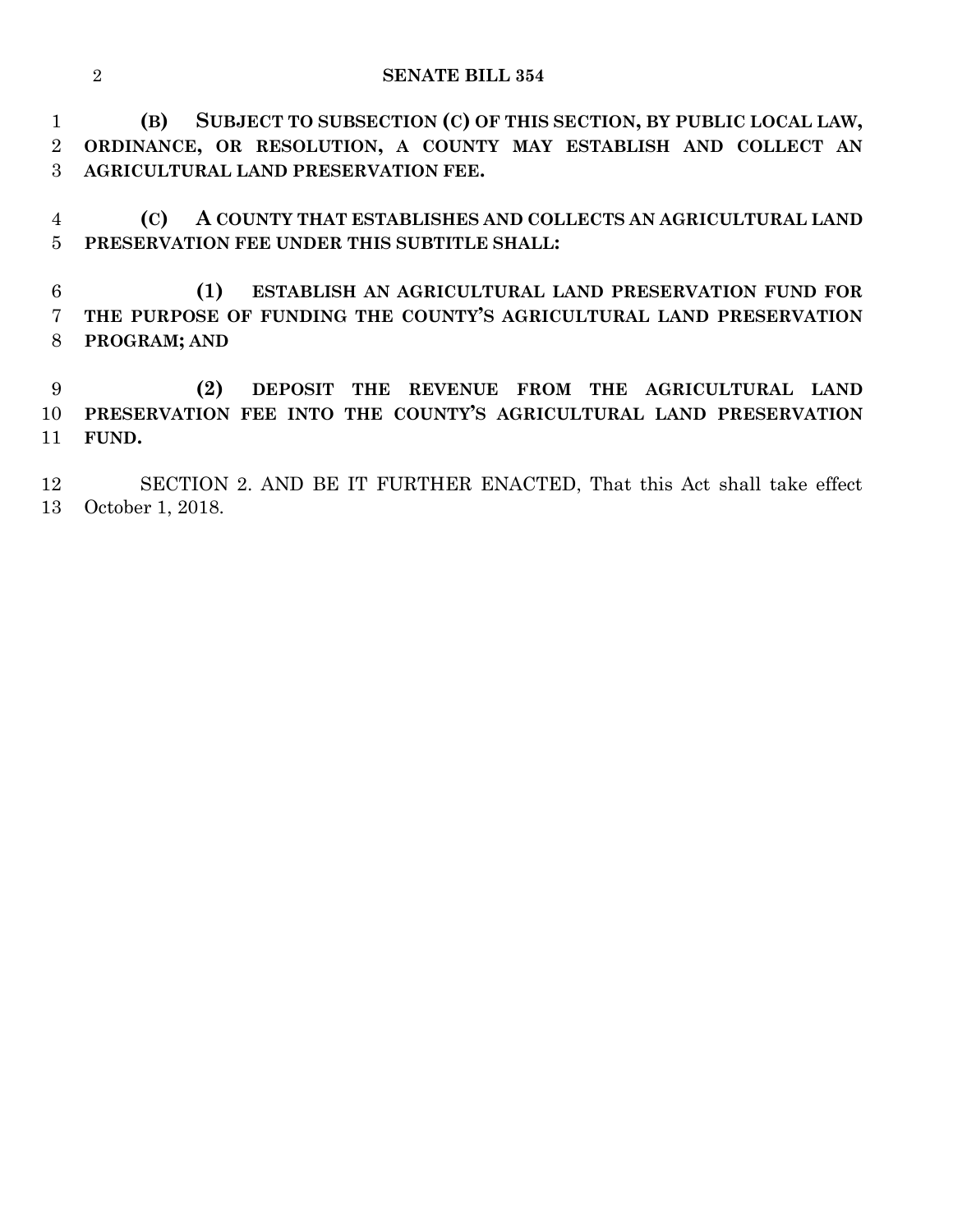**(B) SUBJECT TO SUBSECTION (C) OF THIS SECTION, BY PUBLIC LOCAL LAW, ORDINANCE, OR RESOLUTION, A COUNTY MAY ESTABLISH AND COLLECT AN AGRICULTURAL LAND PRESERVATION FEE.**

**(C) A COUNTY THAT ESTABLISHES AND COLLECTS AN AGRICULTURAL LAND PRESERVATION FEE UNDER THIS SUBTITLE SHALL:**

**(1) ESTABLISH AN AGRICULTURAL LAND PRESERVATION FUND FOR THE PURPOSE OF FUNDING THE COUNTY'S AGRICULTURAL LAND PRESERVATION PROGRAM; AND**

**(2) DEPOSIT THE REVENUE FROM THE AGRICULTURAL LAND PRESERVATION FEE INTO THE COUNTY'S AGRICULTURAL LAND PRESERVATION FUND.**

SECTION 2. AND BE IT FURTHER ENACTED, That this Act shall take effect October 1, 2018.